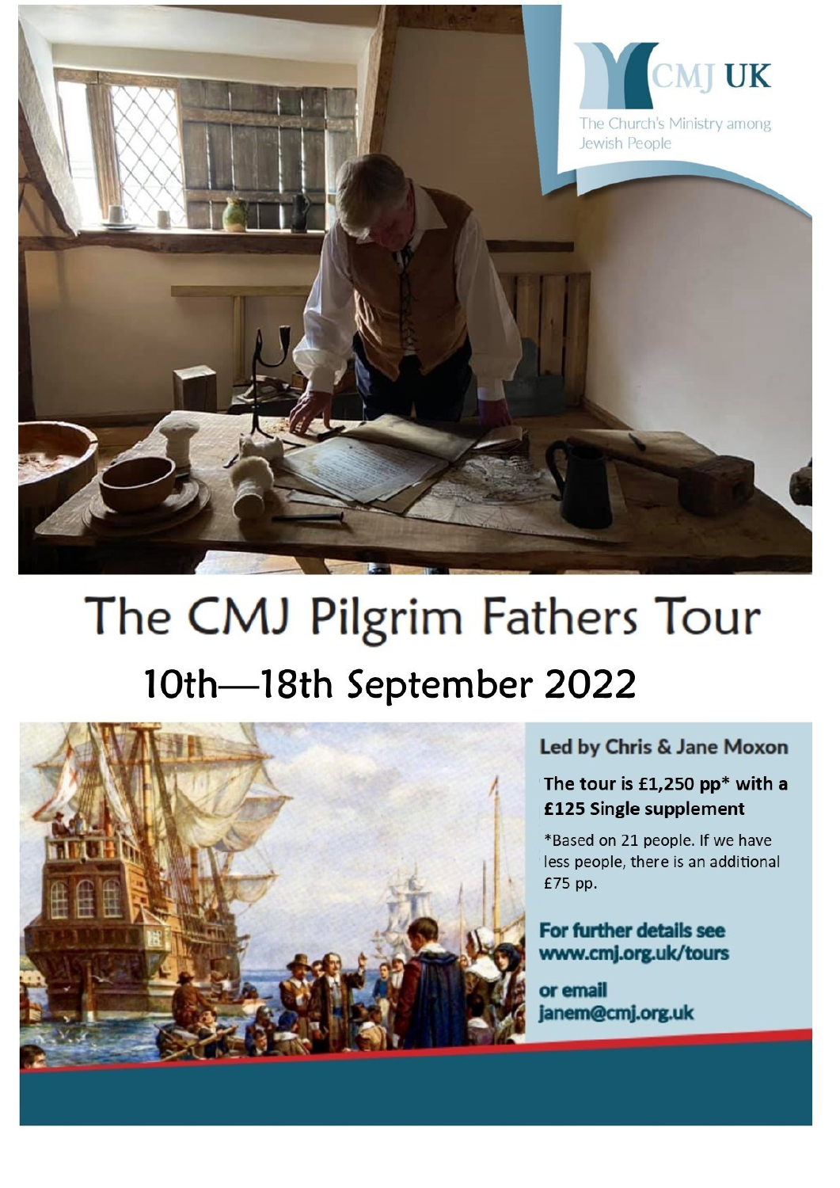CMJ UK

The Church's Ministry among Jewish People

# The CMJ Pilgrim Fathers Tour

## 10th—18th September 2022

**Led by Chris & Jane Moxon**

**The tour is £1,250 pp* with a £125 Single supplement**

*Based on 21 people. If we have less people, there is an additional £75 pp.

**For further details see www.cmj.org.uk/tours**

**or email janem@cmj.org.uk**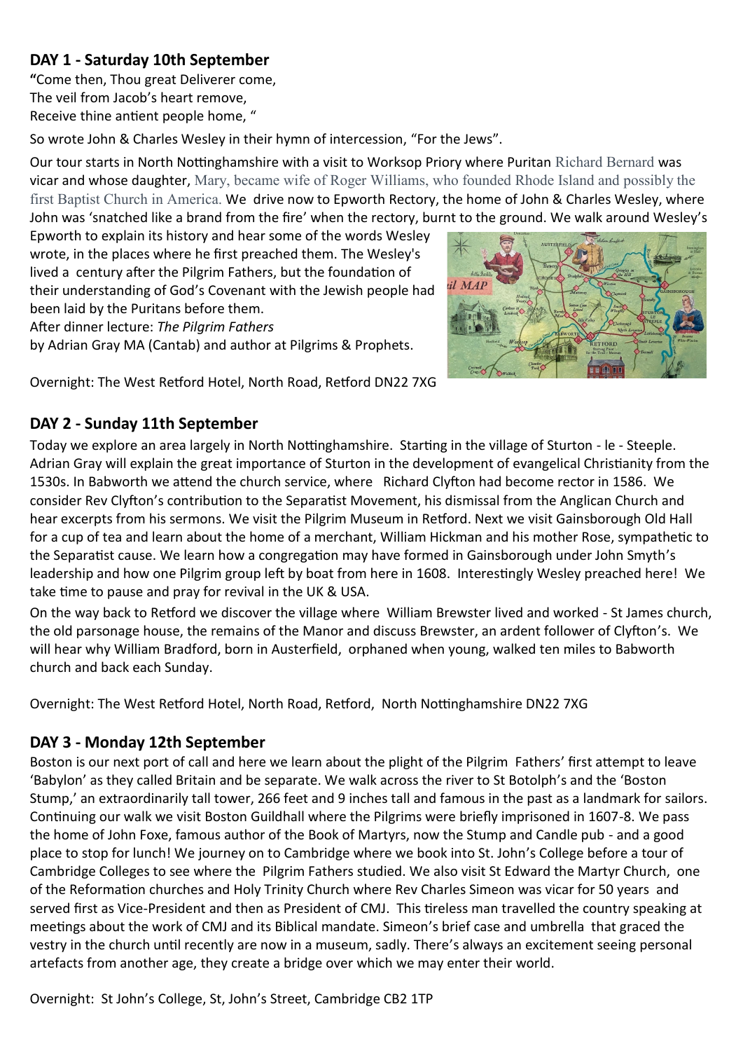## DAY 1 - Saturday 10th September

**"**Come then, Thou great Deliverer come,
The veil from Jacob's heart remove,
Receive thine antient people home, "

So wrote John & Charles Wesley in their hymn of intercession, "For the Jews".

Our tour starts in North Nottinghamshire with a visit to Worksop Priory where Puritan Richard Bernard was vicar and whose daughter, Mary, became wife of Roger Williams, who founded Rhode Island and possibly the first Baptist Church in America. We drive now to Epworth Rectory, the home of John & Charles Wesley, where John was 'snatched like a brand from the fire' when the rectory, burnt to the ground. We walk around Wesley's Epworth to explain its history and hear some of the words Wesley wrote, in the places where he first preached them. The Wesley's lived a century after the Pilgrim Fathers, but the foundation of their understanding of God's Covenant with the Jewish people had been laid by the Puritans before them.

After dinner lecture: *The Pilgrim Fathers*
by Adrian Gray MA (Cantab) and author at Pilgrims & Prophets.

Overnight: The West Retford Hotel, North Road, Retford DN22 7XG

## DAY 2 - Sunday 11th September

Today we explore an area largely in North Nottinghamshire. Starting in the village of Sturton - le - Steeple. Adrian Gray will explain the great importance of Sturton in the development of evangelical Christianity from the 1530s. In Babworth we attend the church service, where Richard Clyfton had become rector in 1586. We consider Rev Clyfton's contribution to the Separatist Movement, his dismissal from the Anglican Church and hear excerpts from his sermons. We visit the Pilgrim Museum in Retford. Next we visit Gainsborough Old Hall for a cup of tea and learn about the home of a merchant, William Hickman and his mother Rose, sympathetic to the Separatist cause. We learn how a congregation may have formed in Gainsborough under John Smyth's leadership and how one Pilgrim group left by boat from here in 1608. Interestingly Wesley preached here! We take time to pause and pray for revival in the UK & USA.

On the way back to Retford we discover the village where William Brewster lived and worked - St James church, the old parsonage house, the remains of the Manor and discuss Brewster, an ardent follower of Clyfton's. We will hear why William Bradford, born in Austerfield, orphaned when young, walked ten miles to Babworth church and back each Sunday.

Overnight: The West Retford Hotel, North Road, Retford, North Nottinghamshire DN22 7XG

## DAY 3 - Monday 12th September

Boston is our next port of call and here we learn about the plight of the Pilgrim Fathers' first attempt to leave 'Babylon' as they called Britain and be separate. We walk across the river to St Botolph's and the 'Boston Stump,' an extraordinarily tall tower, 266 feet and 9 inches tall and famous in the past as a landmark for sailors. Continuing our walk we visit Boston Guildhall where the Pilgrims were briefly imprisoned in 1607-8. We pass the home of John Foxe, famous author of the Book of Martyrs, now the Stump and Candle pub - and a good place to stop for lunch! We journey on to Cambridge where we book into St. John's College before a tour of Cambridge Colleges to see where the Pilgrim Fathers studied. We also visit St Edward the Martyr Church, one of the Reformation churches and Holy Trinity Church where Rev Charles Simeon was vicar for 50 years and served first as Vice-President and then as President of CMJ. This tireless man travelled the country speaking at meetings about the work of CMJ and its Biblical mandate. Simeon's brief case and umbrella that graced the vestry in the church until recently are now in a museum, sadly. There's always an excitement seeing personal artefacts from another age, they create a bridge over which we may enter their world.

Overnight: St John's College, St, John's Street, Cambridge CB2 1TP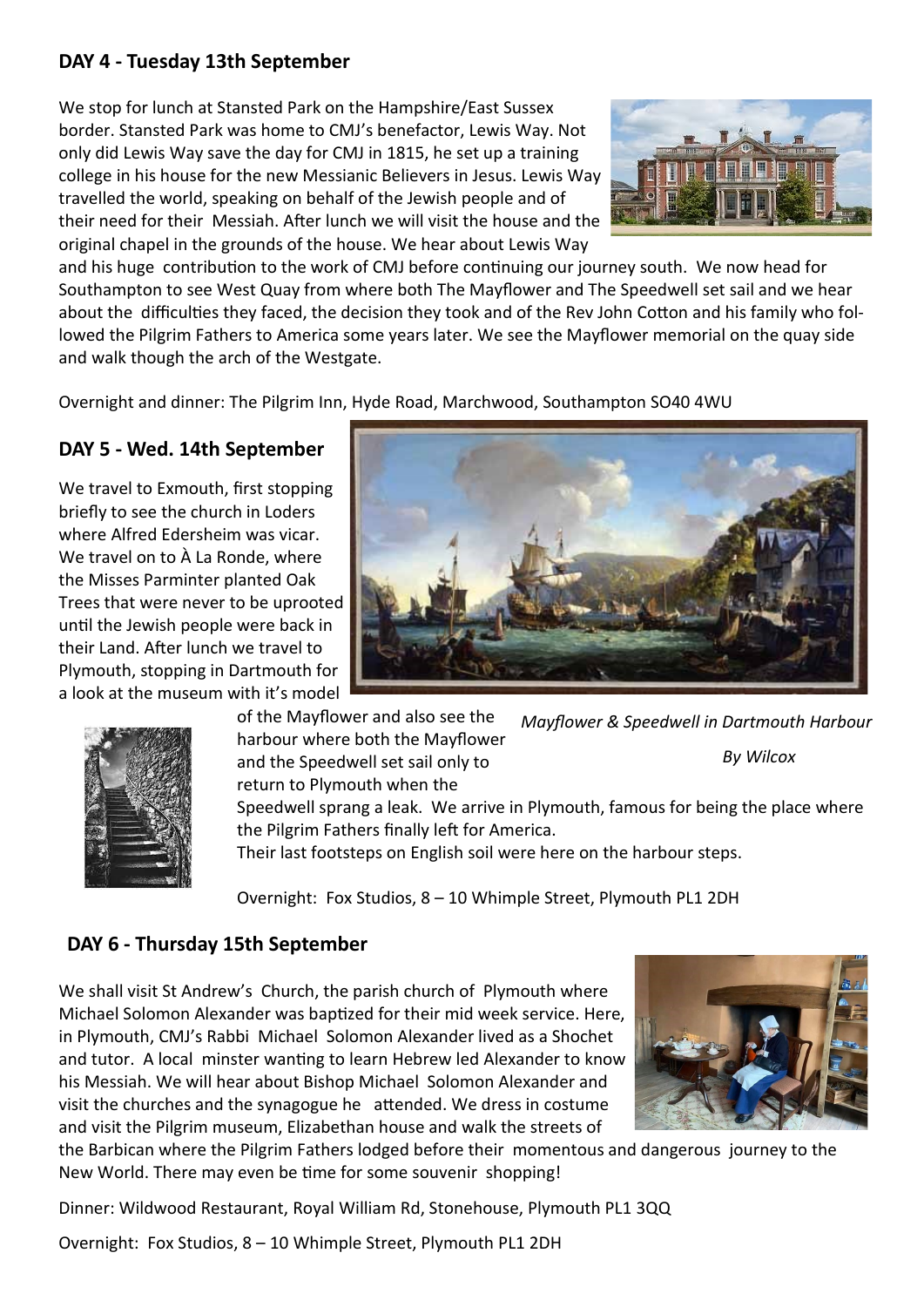## DAY 4 - Tuesday 13th September

We stop for lunch at Stansted Park on the Hampshire/East Sussex border. Stansted Park was home to CMJ's benefactor, Lewis Way. Not only did Lewis Way save the day for CMJ in 1815, he set up a training college in his house for the new Messianic Believers in Jesus. Lewis Way travelled the world, speaking on behalf of the Jewish people and of their need for their Messiah. After lunch we will visit the house and the original chapel in the grounds of the house. We hear about Lewis Way and his huge contribution to the work of CMJ before continuing our journey south. We now head for Southampton to see West Quay from where both The Mayflower and The Speedwell set sail and we hear about the difficulties they faced, the decision they took and of the Rev John Cotton and his family who followed the Pilgrim Fathers to America some years later. We see the Mayflower memorial on the quay side and walk though the arch of the Westgate.

Overnight and dinner: The Pilgrim Inn, Hyde Road, Marchwood, Southampton SO40 4WU

## DAY 5 - Wed. 14th September

We travel to Exmouth, first stopping briefly to see the church in Loders where Alfred Edersheim was vicar. We travel on to À La Ronde, where the Misses Parminter planted Oak Trees that were never to be uprooted until the Jewish people were back in their Land. After lunch we travel to Plymouth, stopping in Dartmouth for a look at the museum with it's model of the Mayflower and also see the harbour where both the Mayflower and the Speedwell set sail only to return to Plymouth when the Speedwell sprang a leak. We arrive in Plymouth, famous for being the place where the Pilgrim Fathers finally left for America.
Their last footsteps on English soil were here on the harbour steps.

*Mayflower & Speedwell in Dartmouth Harbour*

*By Wilcox*

Overnight: Fox Studios, 8 – 10 Whimple Street, Plymouth PL1 2DH

## DAY 6 - Thursday 15th September

We shall visit St Andrew's Church, the parish church of Plymouth where Michael Solomon Alexander was baptized for their mid week service. Here, in Plymouth, CMJ's Rabbi Michael Solomon Alexander lived as a Shochet and tutor. A local minster wanting to learn Hebrew led Alexander to know his Messiah. We will hear about Bishop Michael Solomon Alexander and visit the churches and the synagogue he attended. We dress in costume and visit the Pilgrim museum, Elizabethan house and walk the streets of the Barbican where the Pilgrim Fathers lodged before their momentous and dangerous journey to the New World. There may even be time for some souvenir shopping!

Dinner: Wildwood Restaurant, Royal William Rd, Stonehouse, Plymouth PL1 3QQ

Overnight: Fox Studios, 8 – 10 Whimple Street, Plymouth PL1 2DH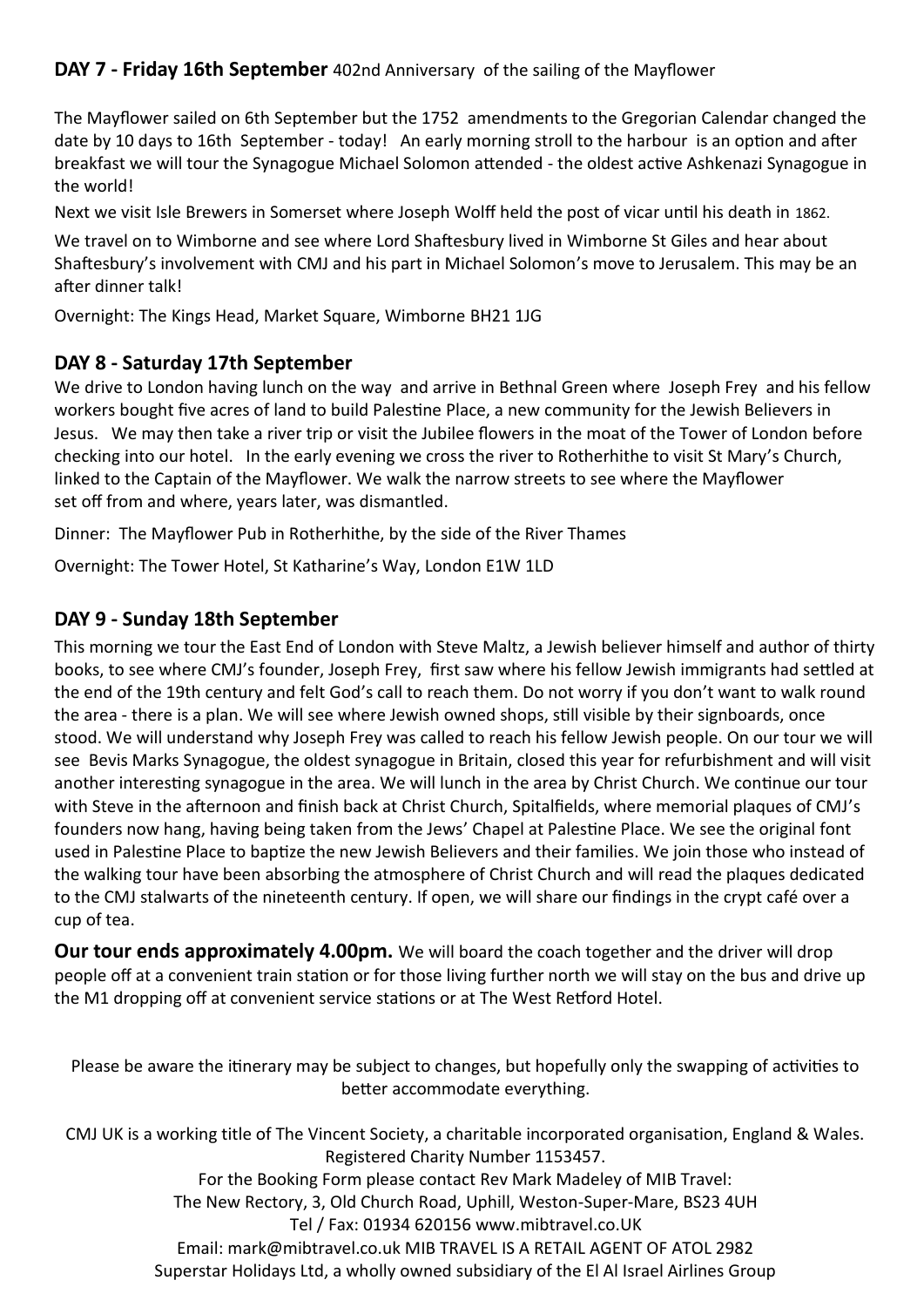## DAY 7 - Friday 16th September 402nd Anniversary of the sailing of the Mayflower

The Mayflower sailed on 6th September but the 1752 amendments to the Gregorian Calendar changed the date by 10 days to 16th September - today! An early morning stroll to the harbour is an option and after breakfast we will tour the Synagogue Michael Solomon attended - the oldest active Ashkenazi Synagogue in the world!

Next we visit Isle Brewers in Somerset where Joseph Wolff held the post of vicar until his death in 1862.

We travel on to Wimborne and see where Lord Shaftesbury lived in Wimborne St Giles and hear about Shaftesbury's involvement with CMJ and his part in Michael Solomon's move to Jerusalem. This may be an after dinner talk!

Overnight: The Kings Head, Market Square, Wimborne BH21 1JG

## DAY 8 - Saturday 17th September

We drive to London having lunch on the way and arrive in Bethnal Green where Joseph Frey and his fellow workers bought five acres of land to build Palestine Place, a new community for the Jewish Believers in Jesus. We may then take a river trip or visit the Jubilee flowers in the moat of the Tower of London before checking into our hotel. In the early evening we cross the river to Rotherhithe to visit St Mary's Church, linked to the Captain of the Mayflower. We walk the narrow streets to see where the Mayflower set off from and where, years later, was dismantled.

Dinner: The Mayflower Pub in Rotherhithe, by the side of the River Thames

Overnight: The Tower Hotel, St Katharine's Way, London E1W 1LD

## DAY 9 - Sunday 18th September

This morning we tour the East End of London with Steve Maltz, a Jewish believer himself and author of thirty books, to see where CMJ's founder, Joseph Frey, first saw where his fellow Jewish immigrants had settled at the end of the 19th century and felt God's call to reach them. Do not worry if you don't want to walk round the area - there is a plan. We will see where Jewish owned shops, still visible by their signboards, once stood. We will understand why Joseph Frey was called to reach his fellow Jewish people. On our tour we will see Bevis Marks Synagogue, the oldest synagogue in Britain, closed this year for refurbishment and will visit another interesting synagogue in the area. We will lunch in the area by Christ Church. We continue our tour with Steve in the afternoon and finish back at Christ Church, Spitalfields, where memorial plaques of CMJ's founders now hang, having being taken from the Jews' Chapel at Palestine Place. We see the original font used in Palestine Place to baptize the new Jewish Believers and their families. We join those who instead of the walking tour have been absorbing the atmosphere of Christ Church and will read the plaques dedicated to the CMJ stalwarts of the nineteenth century. If open, we will share our findings in the crypt café over a cup of tea.

**Our tour ends approximately 4.00pm.** We will board the coach together and the driver will drop people off at a convenient train station or for those living further north we will stay on the bus and drive up the M1 dropping off at convenient service stations or at The West Retford Hotel.

Please be aware the itinerary may be subject to changes, but hopefully only the swapping of activities to better accommodate everything.

CMJ UK is a working title of The Vincent Society, a charitable incorporated organisation, England & Wales.
Registered Charity Number 1153457.
For the Booking Form please contact Rev Mark Madeley of MIB Travel:
The New Rectory, 3, Old Church Road, Uphill, Weston-Super-Mare, BS23 4UH
Tel / Fax: 01934 620156 www.mibtravel.co.UK
Email: mark@mibtravel.co.uk MIB TRAVEL IS A RETAIL AGENT OF ATOL 2982
Superstar Holidays Ltd, a wholly owned subsidiary of the El Al Israel Airlines Group